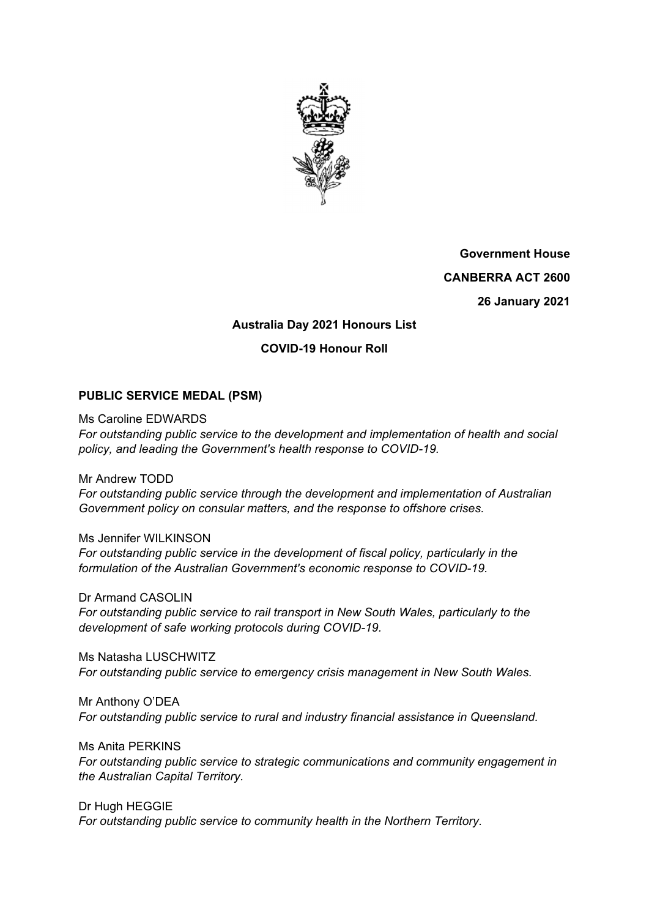**Government House**

**CANBERRA ACT 2600**

**26 January 2021**

**Australia Day 2021 Honours List**

**COVID-19 Honour Roll**

**PUBLIC SERVICE MEDAL (PSM)**

Ms Caroline EDWARDS
*For outstanding public service to the development and implementation of health and social policy, and leading the Government's health response to COVID-19.*

Mr Andrew TODD
*For outstanding public service through the development and implementation of Australian Government policy on consular matters, and the response to offshore crises.*

Ms Jennifer WILKINSON
*For outstanding public service in the development of fiscal policy, particularly in the formulation of the Australian Government's economic response to COVID-19.*

Dr Armand CASOLIN
*For outstanding public service to rail transport in New South Wales, particularly to the development of safe working protocols during COVID-19.*

Ms Natasha LUSCHWITZ
*For outstanding public service to emergency crisis management in New South Wales.*

Mr Anthony O'DEA
*For outstanding public service to rural and industry financial assistance in Queensland.*

Ms Anita PERKINS
*For outstanding public service to strategic communications and community engagement in the Australian Capital Territory.*

Dr Hugh HEGGIE
*For outstanding public service to community health in the Northern Territory.*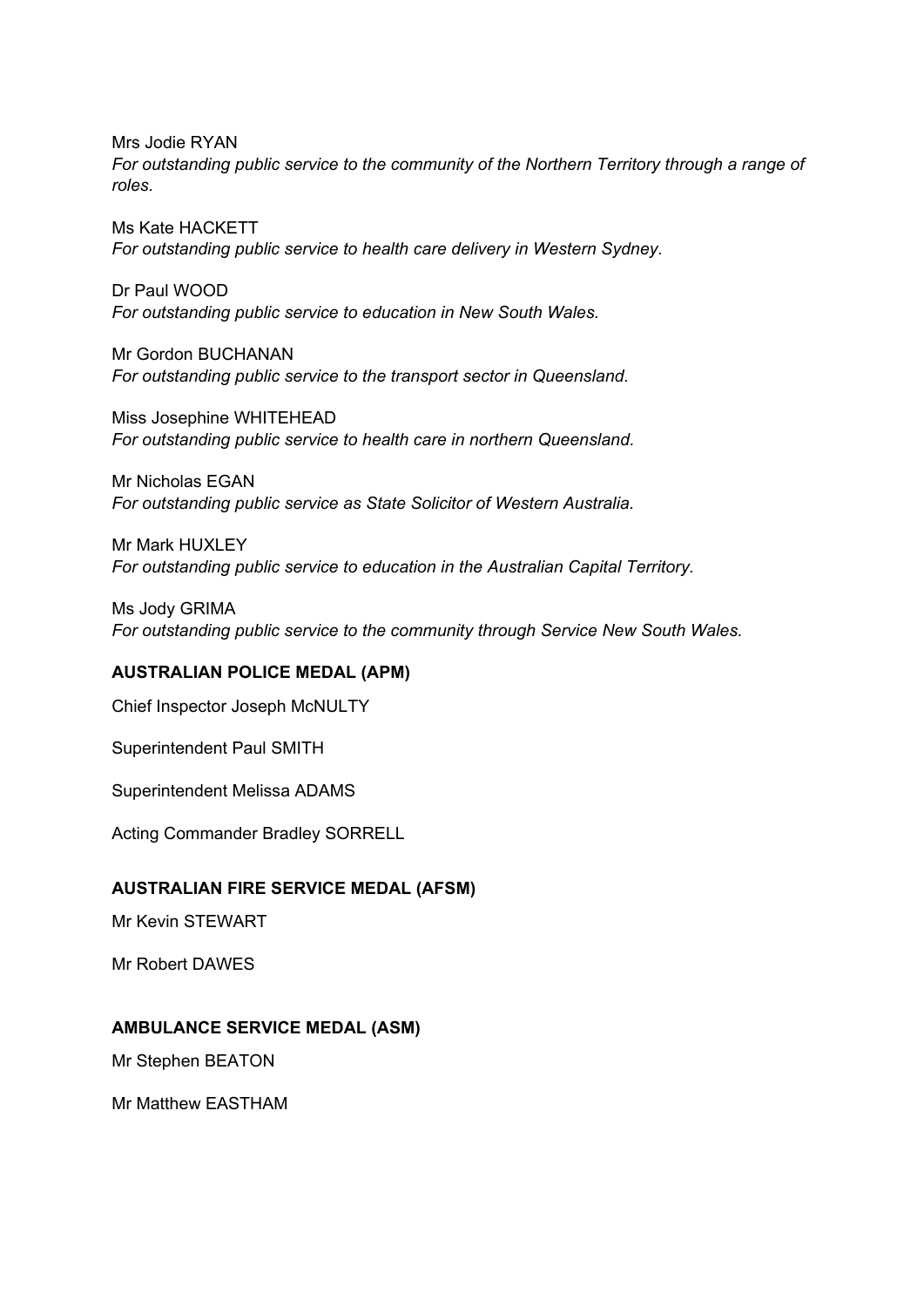Mrs Jodie RYAN
*For outstanding public service to the community of the Northern Territory through a range of roles.*

Ms Kate HACKETT
*For outstanding public service to health care delivery in Western Sydney.*

Dr Paul WOOD
*For outstanding public service to education in New South Wales.*

Mr Gordon BUCHANAN
*For outstanding public service to the transport sector in Queensland.*

Miss Josephine WHITEHEAD
*For outstanding public service to health care in northern Queensland.*

Mr Nicholas EGAN
*For outstanding public service as State Solicitor of Western Australia.*

Mr Mark HUXLEY
*For outstanding public service to education in the Australian Capital Territory.*

Ms Jody GRIMA
*For outstanding public service to the community through Service New South Wales.*

## AUSTRALIAN POLICE MEDAL (APM)

Chief Inspector Joseph McNULTY

Superintendent Paul SMITH

Superintendent Melissa ADAMS

Acting Commander Bradley SORRELL

## AUSTRALIAN FIRE SERVICE MEDAL (AFSM)

Mr Kevin STEWART

Mr Robert DAWES

## AMBULANCE SERVICE MEDAL (ASM)

Mr Stephen BEATON

Mr Matthew EASTHAM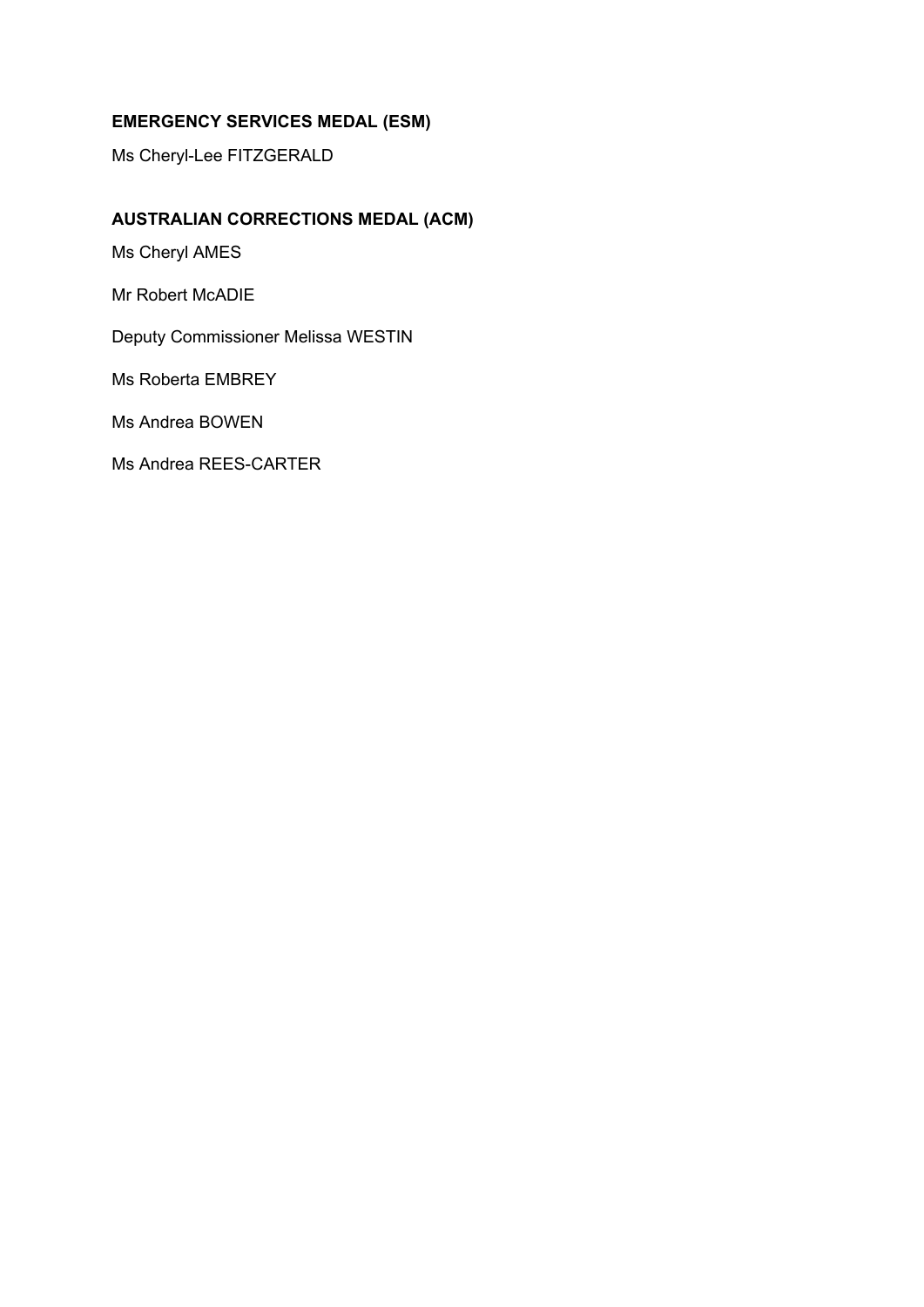## EMERGENCY SERVICES MEDAL (ESM)

Ms Cheryl-Lee FITZGERALD

## AUSTRALIAN CORRECTIONS MEDAL (ACM)

Ms Cheryl AMES

Mr Robert McADIE

Deputy Commissioner Melissa WESTIN

Ms Roberta EMBREY

Ms Andrea BOWEN

Ms Andrea REES-CARTER